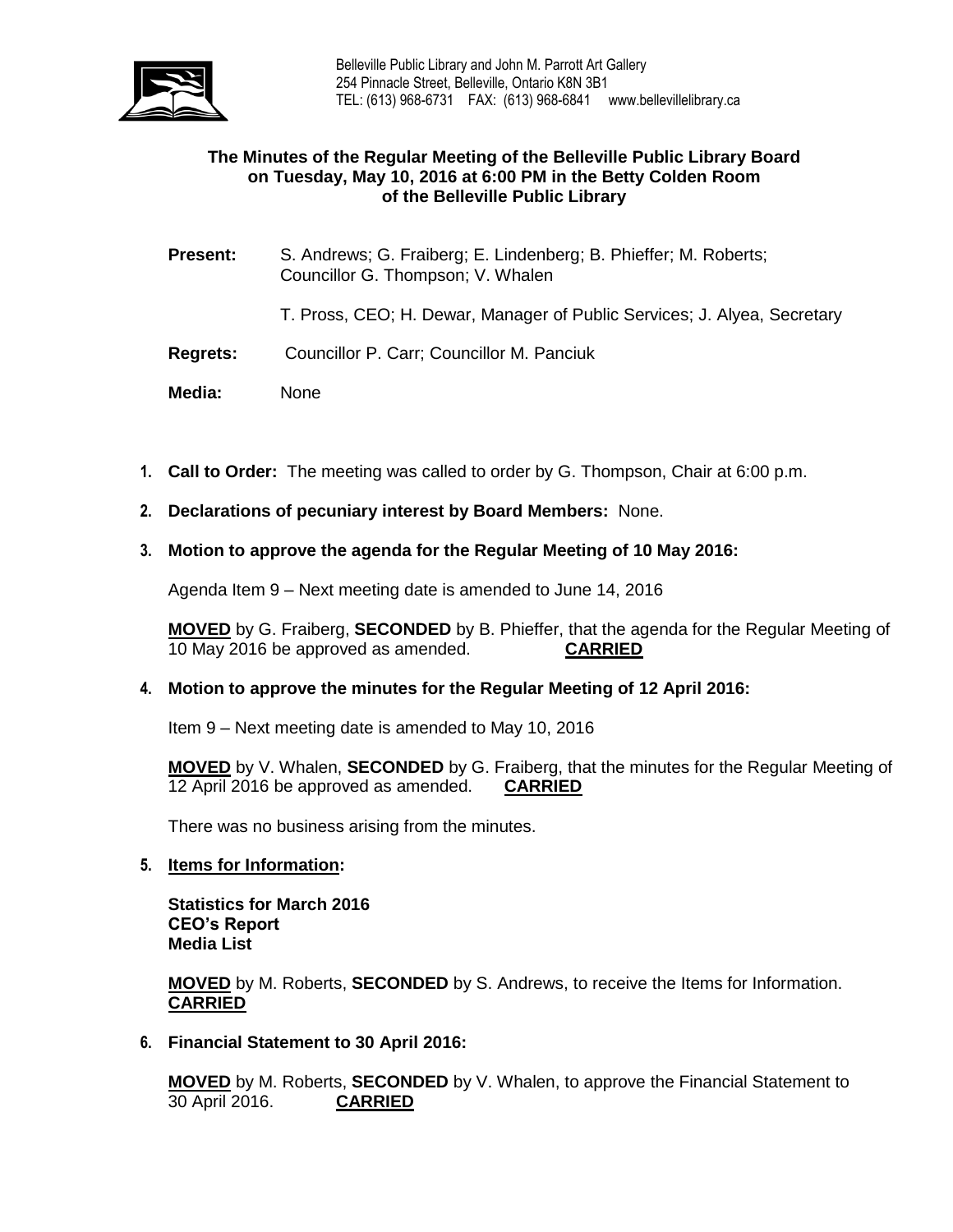Belleville Public Library and John M. Parrott Art Gallery
254 Pinnacle Street, Belleville, Ontario K8N 3B1
TEL: (613) 968-6731 FAX: (613) 968-6841 www.bellevillelibrary.ca

**The Minutes of the Regular Meeting of the Belleville Public Library Board on Tuesday, May 10, 2016 at 6:00 PM in the Betty Colden Room of the Belleville Public Library**

**Present:** S. Andrews; G. Fraiberg; E. Lindenberg; B. Phieffer; M. Roberts; Councillor G. Thompson; V. Whalen

T. Pross, CEO; H. Dewar, Manager of Public Services; J. Alyea, Secretary

**Regrets:** Councillor P. Carr; Councillor M. Panciuk

**Media:** None

1. **Call to Order:** The meeting was called to order by G. Thompson, Chair at 6:00 p.m.

2. **Declarations of pecuniary interest by Board Members:** None.

3. **Motion to approve the agenda for the Regular Meeting of 10 May 2016:**

   Agenda Item 9 – Next meeting date is amended to June 14, 2016

   **MOVED** by G. Fraiberg, **SECONDED** by B. Phieffer, that the agenda for the Regular Meeting of 10 May 2016 be approved as amended. **CARRIED**

4. **Motion to approve the minutes for the Regular Meeting of 12 April 2016:**

   Item 9 – Next meeting date is amended to May 10, 2016

   **MOVED** by V. Whalen, **SECONDED** by G. Fraiberg, that the minutes for the Regular Meeting of 12 April 2016 be approved as amended. **CARRIED**

   There was no business arising from the minutes.

5. **Items for Information:**

   **Statistics for March 2016**
   **CEO's Report**
   **Media List**

   **MOVED** by M. Roberts, **SECONDED** by S. Andrews, to receive the Items for Information. **CARRIED**

6. **Financial Statement to 30 April 2016:**

   **MOVED** by M. Roberts, **SECONDED** by V. Whalen, to approve the Financial Statement to 30 April 2016. **CARRIED**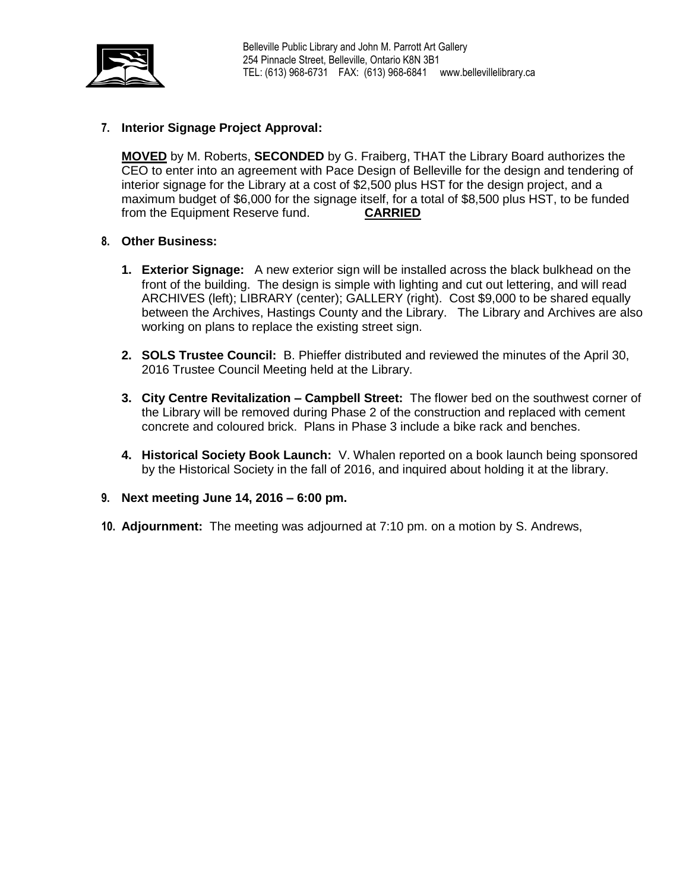Belleville Public Library and John M. Parrott Art Gallery
254 Pinnacle Street, Belleville, Ontario K8N 3B1
TEL: (613) 968-6731 FAX: (613) 968-6841 www.bellevillelibrary.ca

**7. Interior Signage Project Approval:**

**MOVED** by M. Roberts, **SECONDED** by G. Fraiberg, THAT the Library Board authorizes the CEO to enter into an agreement with Pace Design of Belleville for the design and tendering of interior signage for the Library at a cost of $2,500 plus HST for the design project, and a maximum budget of $6,000 for the signage itself, for a total of $8,500 plus HST, to be funded from the Equipment Reserve fund. **CARRIED**

**8. Other Business:**

1. **Exterior Signage:** A new exterior sign will be installed across the black bulkhead on the front of the building. The design is simple with lighting and cut out lettering, and will read ARCHIVES (left); LIBRARY (center); GALLERY (right). Cost $9,000 to be shared equally between the Archives, Hastings County and the Library. The Library and Archives are also working on plans to replace the existing street sign.

2. **SOLS Trustee Council:** B. Phieffer distributed and reviewed the minutes of the April 30, 2016 Trustee Council Meeting held at the Library.

3. **City Centre Revitalization – Campbell Street:** The flower bed on the southwest corner of the Library will be removed during Phase 2 of the construction and replaced with cement concrete and coloured brick. Plans in Phase 3 include a bike rack and benches.

4. **Historical Society Book Launch:** V. Whalen reported on a book launch being sponsored by the Historical Society in the fall of 2016, and inquired about holding it at the library.

**9. Next meeting June 14, 2016 – 6:00 pm.**

**10. Adjournment:** The meeting was adjourned at 7:10 pm. on a motion by S. Andrews,